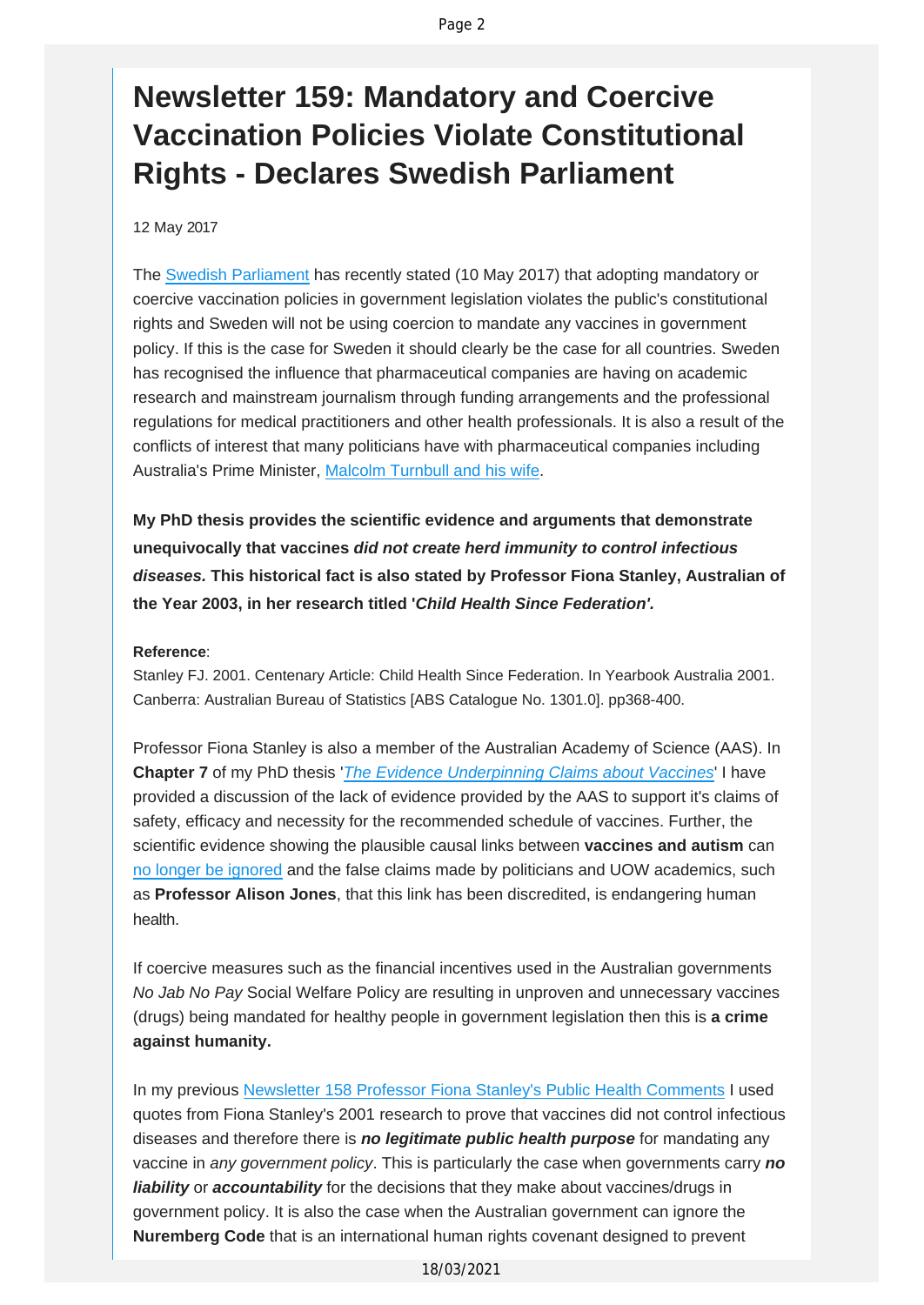# Newsletter 159: Mandatory and Coercive Vaccination Policies Violate Constitutional Rights - Declares Swedish Parliament

12 May 2017

The Swedish Parliament has recently stated (10 May 2017) that adopting mandatory or coercive vaccination policies in government legislation violates the public's constitutional rights and Sweden will not be using coercion to mandate any vaccines in government policy. If this is the case for Sweden it should clearly be the case for all countries. Sweden has recognised the influence that pharmaceutical companies are having on academic research and mainstream journalism through funding arrangements and the professional regulations for medical practitioners and other health professionals. It is also a result of the conflicts of interest that many politicians have with pharmaceutical companies including Australia's Prime Minister, Malcolm Turnbull and his wife.

**My PhD thesis provides the scientific evidence and arguments that demonstrate unequivocally that vaccines *did not create herd immunity to control infectious diseases.* This historical fact is also stated by Professor Fiona Stanley, Australian of the Year 2003, in her research titled '*Child Health Since Federation'.***

**Reference**:
Stanley FJ. 2001. Centenary Article: Child Health Since Federation. In Yearbook Australia 2001. Canberra: Australian Bureau of Statistics [ABS Catalogue No. 1301.0]. pp368-400.

Professor Fiona Stanley is also a member of the Australian Academy of Science (AAS). In **Chapter 7** of my PhD thesis '*The Evidence Underpinning Claims about Vaccines*' I have provided a discussion of the lack of evidence provided by the AAS to support it's claims of safety, efficacy and necessity for the recommended schedule of vaccines. Further, the scientific evidence showing the plausible causal links between **vaccines and autism** can no longer be ignored and the false claims made by politicians and UOW academics, such as **Professor Alison Jones**, that this link has been discredited, is endangering human health.

If coercive measures such as the financial incentives used in the Australian governments *No Jab No Pay* Social Welfare Policy are resulting in unproven and unnecessary vaccines (drugs) being mandated for healthy people in government legislation then this is **a crime against humanity.**

In my previous Newsletter 158 Professor Fiona Stanley's Public Health Comments I used quotes from Fiona Stanley's 2001 research to prove that vaccines did not control infectious diseases and therefore there is ***no legitimate public health purpose*** for mandating any vaccine in *any government policy*. This is particularly the case when governments carry ***no liability*** or ***accountability*** for the decisions that they make about vaccines/drugs in government policy. It is also the case when the Australian government can ignore the **Nuremberg Code** that is an international human rights covenant designed to prevent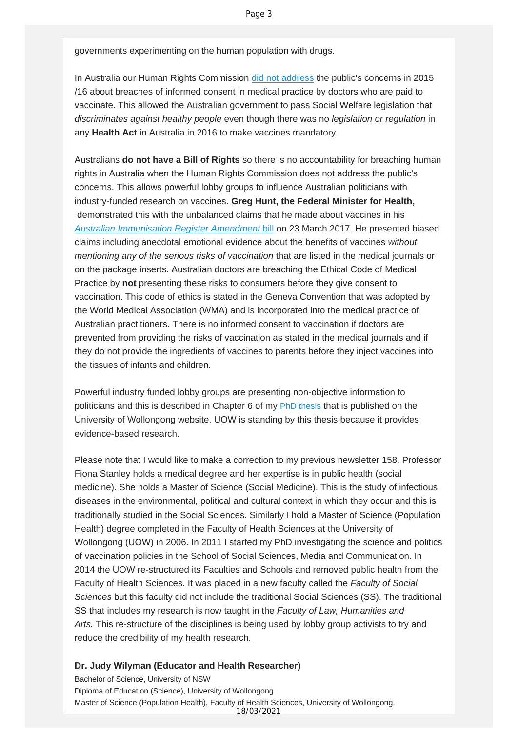governments experimenting on the human population with drugs.

In Australia our Human Rights Commission did not address the public's concerns in 2015 /16 about breaches of informed consent in medical practice by doctors who are paid to vaccinate. This allowed the Australian government to pass Social Welfare legislation that *discriminates against healthy people* even though there was no *legislation or regulation* in any **Health Act** in Australia in 2016 to make vaccines mandatory.

Australians **do not have a Bill of Rights** so there is no accountability for breaching human rights in Australia when the Human Rights Commission does not address the public's concerns. This allows powerful lobby groups to influence Australian politicians with industry-funded research on vaccines. **Greg Hunt, the Federal Minister for Health,** demonstrated this with the unbalanced claims that he made about vaccines in his *Australian Immunisation Register Amendment* bill on 23 March 2017. He presented biased claims including anecdotal emotional evidence about the benefits of vaccines *without mentioning any of the serious risks of vaccination* that are listed in the medical journals or on the package inserts. Australian doctors are breaching the Ethical Code of Medical Practice by **not** presenting these risks to consumers before they give consent to vaccination. This code of ethics is stated in the Geneva Convention that was adopted by the World Medical Association (WMA) and is incorporated into the medical practice of Australian practitioners. There is no informed consent to vaccination if doctors are prevented from providing the risks of vaccination as stated in the medical journals and if they do not provide the ingredients of vaccines to parents before they inject vaccines into the tissues of infants and children.

Powerful industry funded lobby groups are presenting non-objective information to politicians and this is described in Chapter 6 of my PhD thesis that is published on the University of Wollongong website. UOW is standing by this thesis because it provides evidence-based research.

Please note that I would like to make a correction to my previous newsletter 158. Professor Fiona Stanley holds a medical degree and her expertise is in public health (social medicine). She holds a Master of Science (Social Medicine). This is the study of infectious diseases in the environmental, political and cultural context in which they occur and this is traditionally studied in the Social Sciences. Similarly I hold a Master of Science (Population Health) degree completed in the Faculty of Health Sciences at the University of Wollongong (UOW) in 2006. In 2011 I started my PhD investigating the science and politics of vaccination policies in the School of Social Sciences, Media and Communication. In 2014 the UOW re-structured its Faculties and Schools and removed public health from the Faculty of Health Sciences. It was placed in a new faculty called the *Faculty of Social Sciences* but this faculty did not include the traditional Social Sciences (SS). The traditional SS that includes my research is now taught in the *Faculty of Law, Humanities and Arts.* This re-structure of the disciplines is being used by lobby group activists to try and reduce the credibility of my health research.

**Dr. Judy Wilyman (Educator and Health Researcher)**

Bachelor of Science, University of NSW
Diploma of Education (Science), University of Wollongong
Master of Science (Population Health), Faculty of Health Sciences, University of Wollongong.

18/03/2021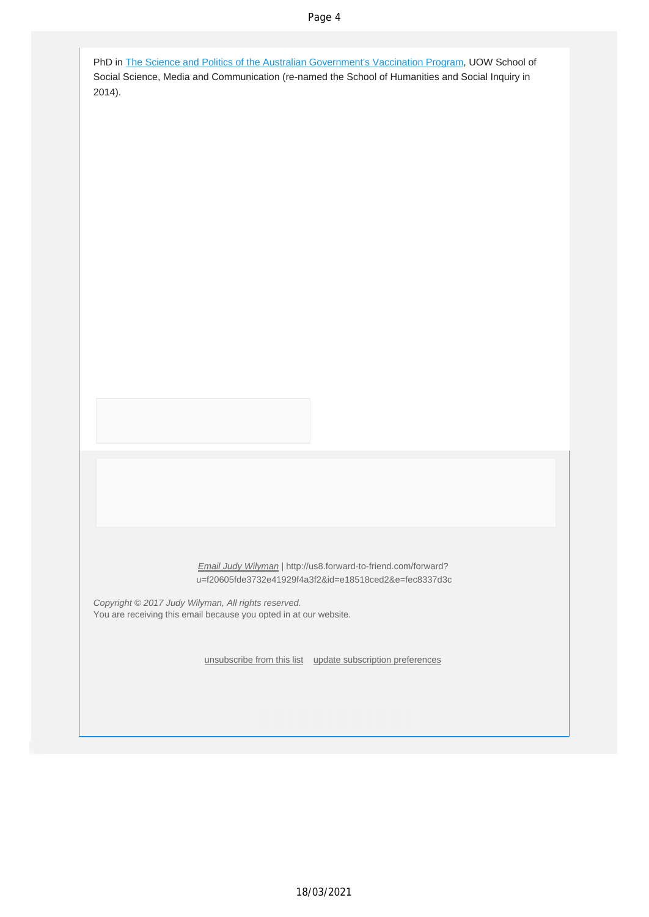PhD in [The Science and Politics of the Australian Government's Vaccination Program](), UOW School of Social Science, Media and Communication (re-named the School of Humanities and Social Inquiry in 2014).

*Email Judy Wilyman* | http://us8.forward-to-friend.com/forward?u=f20605fde3732e41929f4a3f2&id=e18518ced2&e=fec8337d3c

*Copyright © 2017 Judy Wilyman, All rights reserved.*
You are receiving this email because you opted in at our website.

unsubscribe from this list    update subscription preferences